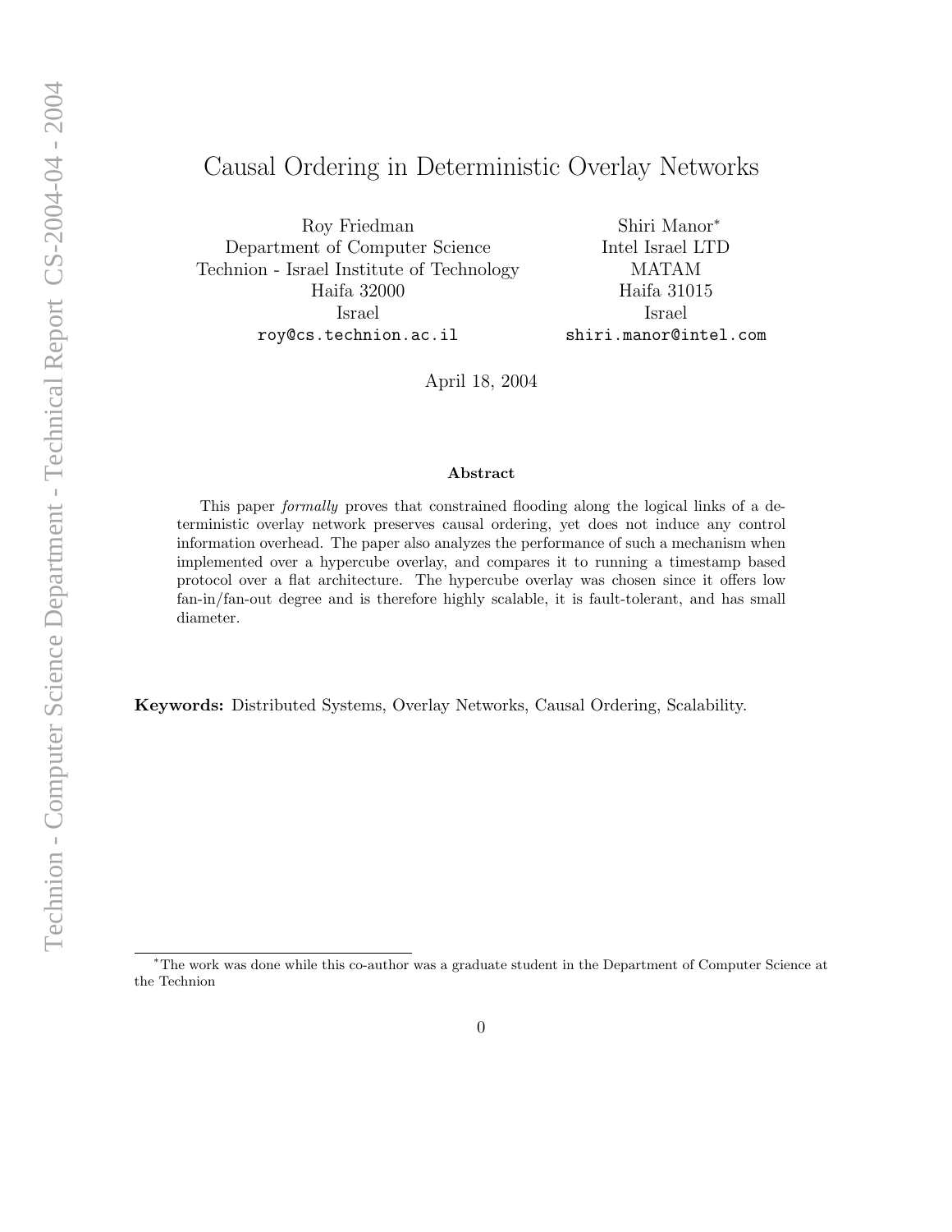# Causal Ordering in Deterministic Overlay Networks

Roy Friedman
Department of Computer Science
Technion - Israel Institute of Technology
Haifa 32000
Israel
roy@cs.technion.ac.il

Shiri Manor*
Intel Israel LTD
MATAM
Haifa 31015
Israel
shiri.manor@intel.com

April 18, 2004

### Abstract

This paper *formally* proves that constrained flooding along the logical links of a deterministic overlay network preserves causal ordering, yet does not induce any control information overhead. The paper also analyzes the performance of such a mechanism when implemented over a hypercube overlay, and compares it to running a timestamp based protocol over a flat architecture. The hypercube overlay was chosen since it offers low fan-in/fan-out degree and is therefore highly scalable, it is fault-tolerant, and has small diameter.

**Keywords:** Distributed Systems, Overlay Networks, Causal Ordering, Scalability.

*The work was done while this co-author was a graduate student in the Department of Computer Science at the Technion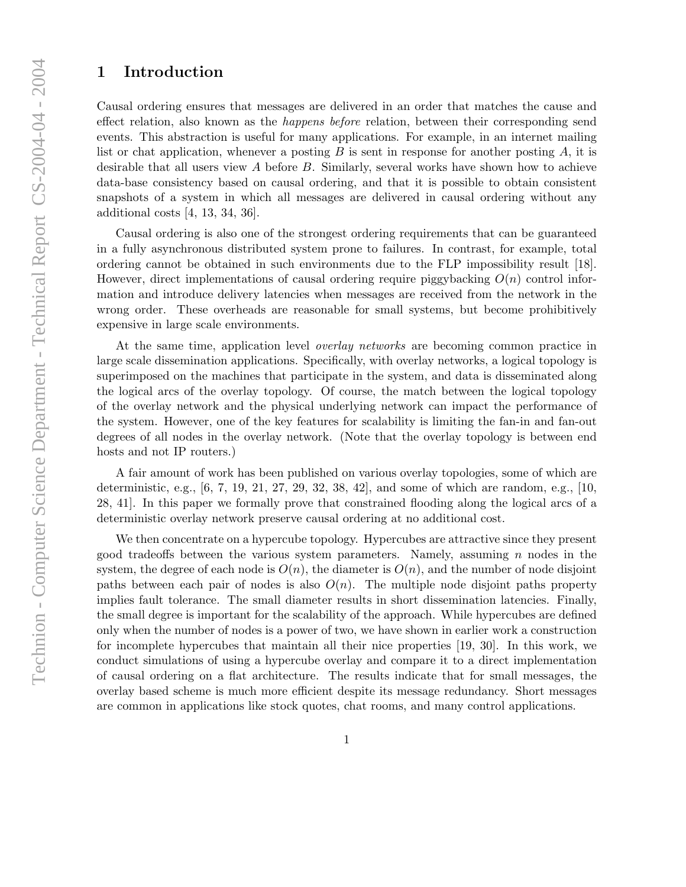# 1 Introduction

Causal ordering ensures that messages are delivered in an order that matches the cause and effect relation, also known as the *happens before* relation, between their corresponding send events. This abstraction is useful for many applications. For example, in an internet mailing list or chat application, whenever a posting $B$ is sent in response for another posting $A$, it is desirable that all users view $A$ before $B$. Similarly, several works have shown how to achieve data-base consistency based on causal ordering, and that it is possible to obtain consistent snapshots of a system in which all messages are delivered in causal ordering without any additional costs [4, 13, 34, 36].

Causal ordering is also one of the strongest ordering requirements that can be guaranteed in a fully asynchronous distributed system prone to failures. In contrast, for example, total ordering cannot be obtained in such environments due to the FLP impossibility result [18]. However, direct implementations of causal ordering require piggybacking $O(n)$ control information and introduce delivery latencies when messages are received from the network in the wrong order. These overheads are reasonable for small systems, but become prohibitively expensive in large scale environments.

At the same time, application level *overlay networks* are becoming common practice in large scale dissemination applications. Specifically, with overlay networks, a logical topology is superimposed on the machines that participate in the system, and data is disseminated along the logical arcs of the overlay topology. Of course, the match between the logical topology of the overlay network and the physical underlying network can impact the performance of the system. However, one of the key features for scalability is limiting the fan-in and fan-out degrees of all nodes in the overlay network. (Note that the overlay topology is between end hosts and not IP routers.)

A fair amount of work has been published on various overlay topologies, some of which are deterministic, e.g., [6, 7, 19, 21, 27, 29, 32, 38, 42], and some of which are random, e.g., [10, 28, 41]. In this paper we formally prove that constrained flooding along the logical arcs of a deterministic overlay network preserve causal ordering at no additional cost.

We then concentrate on a hypercube topology. Hypercubes are attractive since they present good tradeoffs between the various system parameters. Namely, assuming $n$ nodes in the system, the degree of each node is $O(n)$, the diameter is $O(n)$, and the number of node disjoint paths between each pair of nodes is also $O(n)$. The multiple node disjoint paths property implies fault tolerance. The small diameter results in short dissemination latencies. Finally, the small degree is important for the scalability of the approach. While hypercubes are defined only when the number of nodes is a power of two, we have shown in earlier work a construction for incomplete hypercubes that maintain all their nice properties [19, 30]. In this work, we conduct simulations of using a hypercube overlay and compare it to a direct implementation of causal ordering on a flat architecture. The results indicate that for small messages, the overlay based scheme is much more efficient despite its message redundancy. Short messages are common in applications like stock quotes, chat rooms, and many control applications.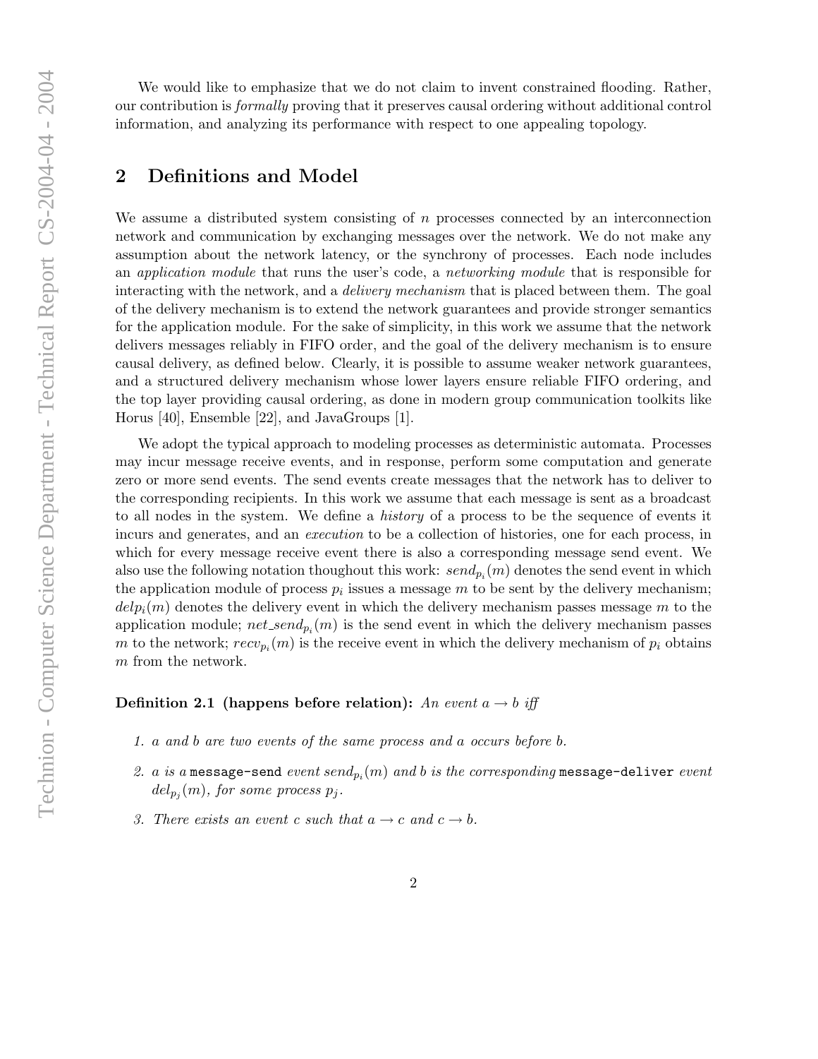We would like to emphasize that we do not claim to invent constrained flooding. Rather, our contribution is *formally* proving that it preserves causal ordering without additional control information, and analyzing its performance with respect to one appealing topology.

## 2 Definitions and Model

We assume a distributed system consisting of $n$ processes connected by an interconnection network and communication by exchanging messages over the network. We do not make any assumption about the network latency, or the synchrony of processes. Each node includes an *application module* that runs the user's code, a *networking module* that is responsible for interacting with the network, and a *delivery mechanism* that is placed between them. The goal of the delivery mechanism is to extend the network guarantees and provide stronger semantics for the application module. For the sake of simplicity, in this work we assume that the network delivers messages reliably in FIFO order, and the goal of the delivery mechanism is to ensure causal delivery, as defined below. Clearly, it is possible to assume weaker network guarantees, and a structured delivery mechanism whose lower layers ensure reliable FIFO ordering, and the top layer providing causal ordering, as done in modern group communication toolkits like Horus [40], Ensemble [22], and JavaGroups [1].

We adopt the typical approach to modeling processes as deterministic automata. Processes may incur message receive events, and in response, perform some computation and generate zero or more send events. The send events create messages that the network has to deliver to the corresponding recipients. In this work we assume that each message is sent as a broadcast to all nodes in the system. We define a *history* of a process to be the sequence of events it incurs and generates, and an *execution* to be a collection of histories, one for each process, in which for every message receive event there is also a corresponding message send event. We also use the following notation thoughout this work: $send_{p_i}(m)$ denotes the send event in which the application module of process $p_i$ issues a message $m$ to be sent by the delivery mechanism; $delp_i(m)$ denotes the delivery event in which the delivery mechanism passes message $m$ to the application module; $net\_send_{p_i}(m)$ is the send event in which the delivery mechanism passes $m$ to the network; $recv_{p_i}(m)$ is the receive event in which the delivery mechanism of $p_i$ obtains $m$ from the network.

**Definition 2.1 (happens before relation):** *An event $a \rightarrow b$ iff*

1. *$a$ and $b$ are two events of the same process and $a$ occurs before $b$.*
2. *$a$ is a* `message-send` *event $send_{p_i}(m)$ and $b$ is the corresponding* `message-deliver` *event $del_{p_j}(m)$, for some process $p_j$.*
3. *There exists an event $c$ such that $a \rightarrow c$ and $c \rightarrow b$.*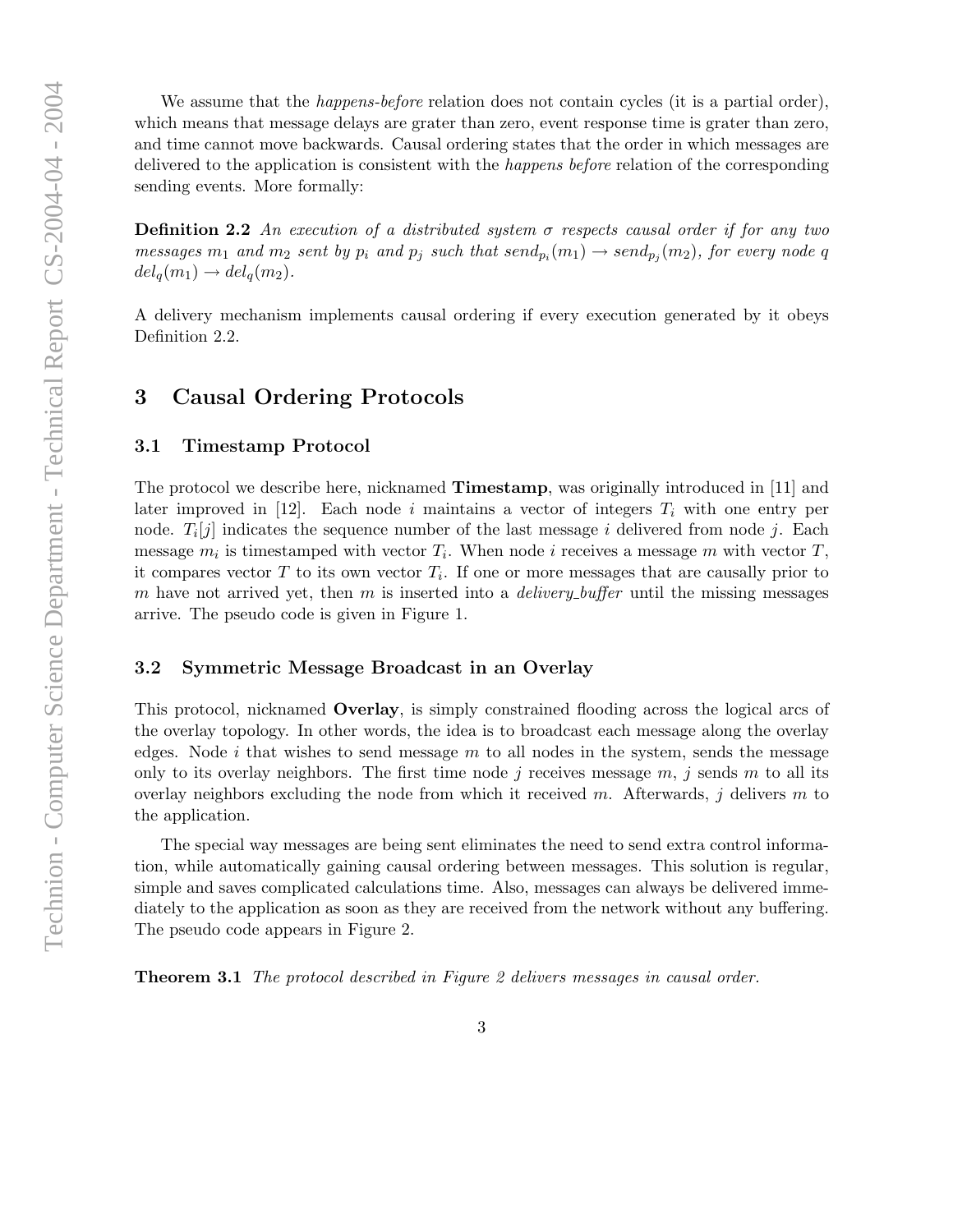We assume that the *happens-before* relation does not contain cycles (it is a partial order), which means that message delays are grater than zero, event response time is grater than zero, and time cannot move backwards. Causal ordering states that the order in which messages are delivered to the application is consistent with the *happens before* relation of the corresponding sending events. More formally:

**Definition 2.2** *An execution of a distributed system $\sigma$ respects causal order if for any two messages $m_1$ and $m_2$ sent by $p_i$ and $p_j$ such that $send_{p_i}(m_1) \rightarrow send_{p_j}(m_2)$, for every node $q$ $del_q(m_1) \rightarrow del_q(m_2)$.*

A delivery mechanism implements causal ordering if every execution generated by it obeys Definition 2.2.

# 3 Causal Ordering Protocols

## 3.1 Timestamp Protocol

The protocol we describe here, nicknamed **Timestamp**, was originally introduced in [11] and later improved in [12]. Each node $i$ maintains a vector of integers $T_i$ with one entry per node. $T_i[j]$ indicates the sequence number of the last message $i$ delivered from node $j$. Each message $m_i$ is timestamped with vector $T_i$. When node $i$ receives a message $m$ with vector $T$, it compares vector $T$ to its own vector $T_i$. If one or more messages that are causally prior to $m$ have not arrived yet, then $m$ is inserted into a *delivery_buffer* until the missing messages arrive. The pseudo code is given in Figure 1.

## 3.2 Symmetric Message Broadcast in an Overlay

This protocol, nicknamed **Overlay**, is simply constrained flooding across the logical arcs of the overlay topology. In other words, the idea is to broadcast each message along the overlay edges. Node $i$ that wishes to send message $m$ to all nodes in the system, sends the message only to its overlay neighbors. The first time node $j$ receives message $m$, $j$ sends $m$ to all its overlay neighbors excluding the node from which it received $m$. Afterwards, $j$ delivers $m$ to the application.

The special way messages are being sent eliminates the need to send extra control information, while automatically gaining causal ordering between messages. This solution is regular, simple and saves complicated calculations time. Also, messages can always be delivered immediately to the application as soon as they are received from the network without any buffering. The pseudo code appears in Figure 2.

**Theorem 3.1** *The protocol described in Figure 2 delivers messages in causal order.*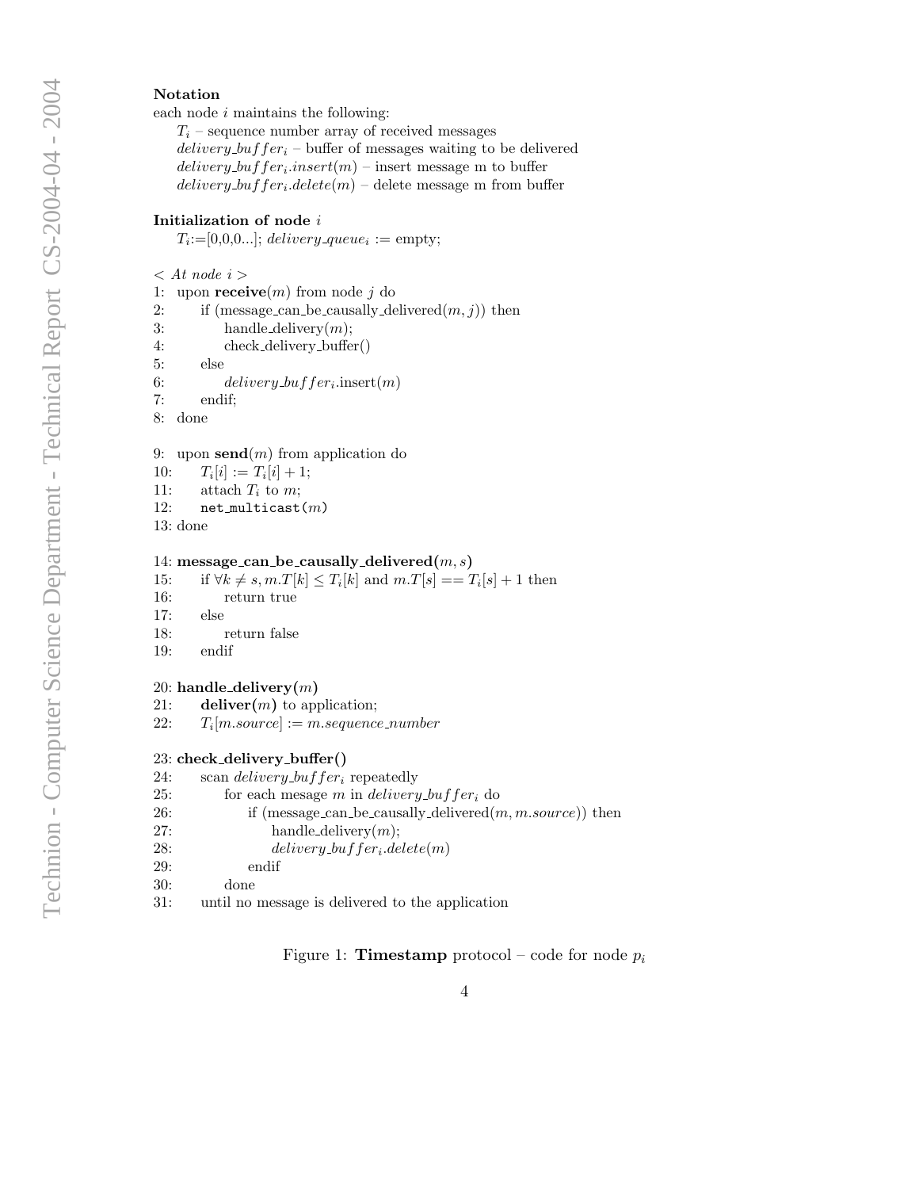**Notation**

each node $i$ maintains the following:

$T_i$ – sequence number array of received messages
$delivery\_buffer_i$ – buffer of messages waiting to be delivered
$delivery\_buffer_i.insert(m)$ – insert message m to buffer
$delivery\_buffer_i.delete(m)$ – delete message m from buffer

**Initialization of node** $i$

$T_i$:=[0,0,0...]; $delivery\_queue_i$ := empty;

```
< At node i >
1:  upon receive(m) from node j do
2:      if (message_can_be_causally_delivered(m, j)) then
3:          handle_delivery(m);
4:          check_delivery_buffer()
5:      else
6:          delivery_buffer_i.insert(m)
7:      endif;
8:  done

9:  upon send(m) from application do
10:     T_i[i] := T_i[i] + 1;
11:     attach T_i to m;
12:     net_multicast(m)
13: done

14: message_can_be_causally_delivered(m, s)
15:     if ∀k ≠ s, m.T[k] ≤ T_i[k] and m.T[s] == T_i[s] + 1 then
16:         return true
17:     else
18:         return false
19:     endif

20: handle_delivery(m)
21:     deliver(m) to application;
22:     T_i[m.source] := m.sequence_number

23: check_delivery_buffer()
24:     scan delivery_buffer_i repeatedly
25:         for each mesage m in delivery_buffer_i do
26:             if (message_can_be_causally_delivered(m, m.source)) then
27:                 handle_delivery(m);
28:                 delivery_buffer_i.delete(m)
29:             endif
30:         done
31:     until no message is delivered to the application
```

Figure 1: **Timestamp** protocol – code for node $p_i$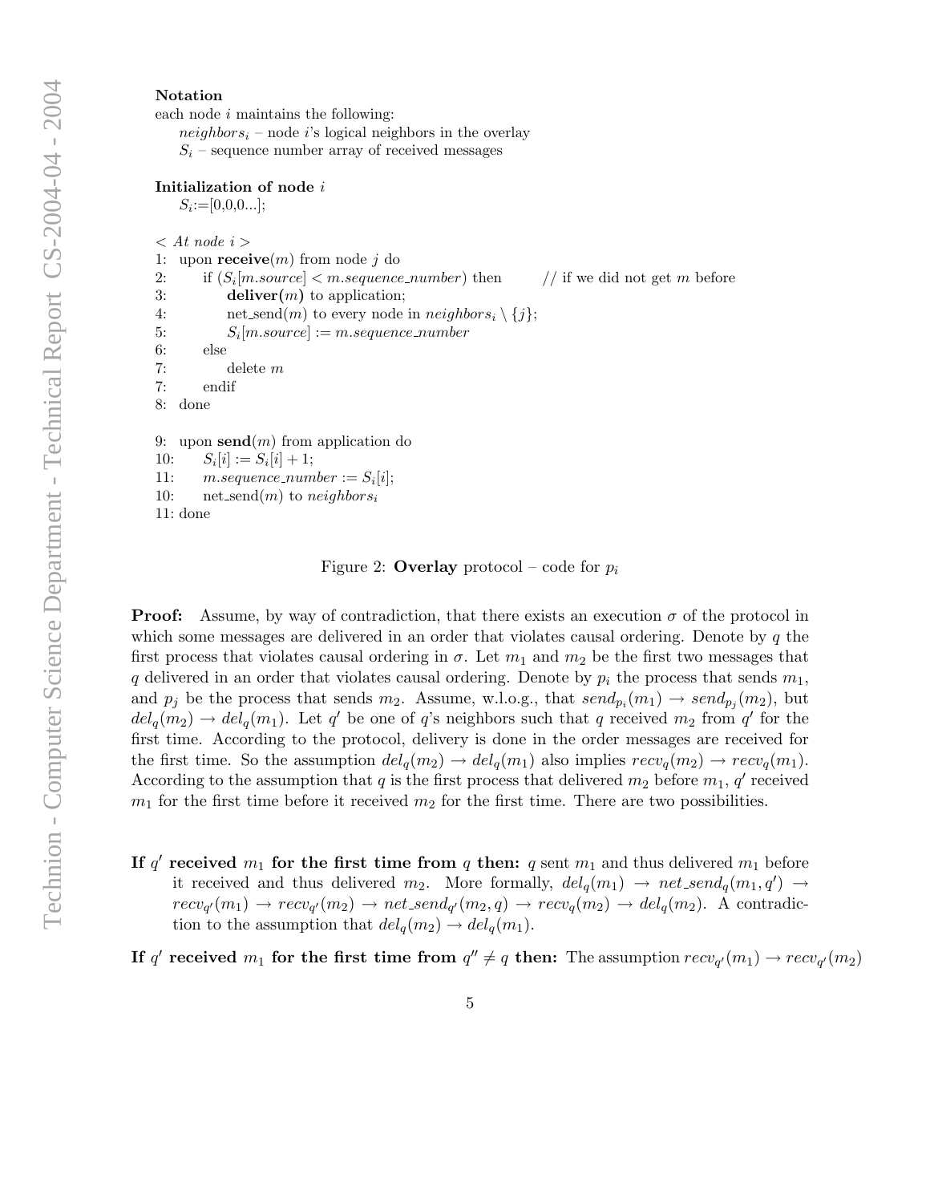**Notation**

each node $i$ maintains the following:

$neighbors_i$ – node $i$'s logical neighbors in the overlay

$S_i$ – sequence number array of received messages

**Initialization of node** $i$

$S_i$:=[0,0,0...];

```
< At node i >
1:  upon receive(m) from node j do
2:      if (S_i[m.source] < m.sequence_number) then        // if we did not get m before
3:          deliver(m) to application;
4:          net_send(m) to every node in neighbors_i \ {j};
5:          S_i[m.source] := m.sequence_number
6:      else
7:          delete m
7:      endif
8:  done

9:  upon send(m) from application do
10:     S_i[i] := S_i[i] + 1;
11:     m.sequence_number := S_i[i];
10:     net_send(m) to neighbors_i
11: done
```

Figure 2: **Overlay** protocol – code for $p_i$

**Proof:** Assume, by way of contradiction, that there exists an execution $\sigma$ of the protocol in which some messages are delivered in an order that violates causal ordering. Denote by $q$ the first process that violates causal ordering in $\sigma$. Let $m_1$ and $m_2$ be the first two messages that $q$ delivered in an order that violates causal ordering. Denote by $p_i$ the process that sends $m_1$, and $p_j$ be the process that sends $m_2$. Assume, w.l.o.g., that $send_{p_i}(m_1) \rightarrow send_{p_j}(m_2)$, but $del_q(m_2) \rightarrow del_q(m_1)$. Let $q'$ be one of $q$'s neighbors such that $q$ received $m_2$ from $q'$ for the first time. According to the protocol, delivery is done in the order messages are received for the first time. So the assumption $del_q(m_2) \rightarrow del_q(m_1)$ also implies $recv_q(m_2) \rightarrow recv_q(m_1)$. According to the assumption that $q$ is the first process that delivered $m_2$ before $m_1$, $q'$ received $m_1$ for the first time before it received $m_2$ for the first time. There are two possibilities.

**If $q'$ received $m_1$ for the first time from $q$ then:** $q$ sent $m_1$ and thus delivered $m_1$ before it received and thus delivered $m_2$. More formally, $del_q(m_1) \rightarrow net\_send_q(m_1, q') \rightarrow recv_{q'}(m_1) \rightarrow recv_{q'}(m_2) \rightarrow net\_send_{q'}(m_2, q) \rightarrow recv_q(m_2) \rightarrow del_q(m_2)$. A contradiction to the assumption that $del_q(m_2) \rightarrow del_q(m_1)$.

**If $q'$ received $m_1$ for the first time from $q'' \neq q$ then:** The assumption $recv_{q'}(m_1) \rightarrow recv_{q'}(m_2)$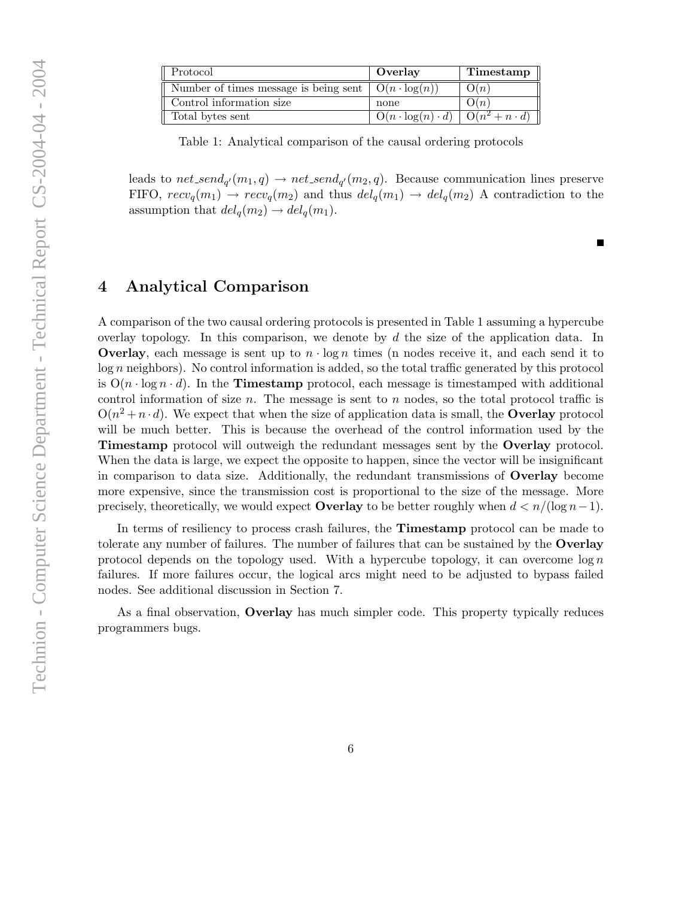| Protocol | **Overlay** | **Timestamp** |
|---|---|---|
| Number of times message is being sent | $O(n \cdot \log(n))$ | $O(n)$ |
| Control information size | none | $O(n)$ |
| Total bytes sent | $O(n \cdot \log(n) \cdot d)$ | $O(n^2 + n \cdot d)$ |

Table 1: Analytical comparison of the causal ordering protocols

leads to $net\_send_{q'}(m_1, q) \rightarrow net\_send_{q'}(m_2, q)$. Because communication lines preserve FIFO, $recv_q(m_1) \rightarrow recv_q(m_2)$ and thus $del_q(m_1) \rightarrow del_q(m_2)$ A contradiction to the assumption that $del_q(m_2) \rightarrow del_q(m_1)$.

■

## 4 Analytical Comparison

A comparison of the two causal ordering protocols is presented in Table 1 assuming a hypercube overlay topology. In this comparison, we denote by $d$ the size of the application data. In **Overlay**, each message is sent up to $n \cdot \log n$ times (n nodes receive it, and each send it to $\log n$ neighbors). No control information is added, so the total traffic generated by this protocol is $O(n \cdot \log n \cdot d)$. In the **Timestamp** protocol, each message is timestamped with additional control information of size $n$. The message is sent to $n$ nodes, so the total protocol traffic is $O(n^2 + n \cdot d)$. We expect that when the size of application data is small, the **Overlay** protocol will be much better. This is because the overhead of the control information used by the **Timestamp** protocol will outweigh the redundant messages sent by the **Overlay** protocol. When the data is large, we expect the opposite to happen, since the vector will be insignificant in comparison to data size. Additionally, the redundant transmissions of **Overlay** become more expensive, since the transmission cost is proportional to the size of the message. More precisely, theoretically, we would expect **Overlay** to be better roughly when $d < n/(\log n - 1)$.

In terms of resiliency to process crash failures, the **Timestamp** protocol can be made to tolerate any number of failures. The number of failures that can be sustained by the **Overlay** protocol depends on the topology used. With a hypercube topology, it can overcome $\log n$ failures. If more failures occur, the logical arcs might need to be adjusted to bypass failed nodes. See additional discussion in Section 7.

As a final observation, **Overlay** has much simpler code. This property typically reduces programmers bugs.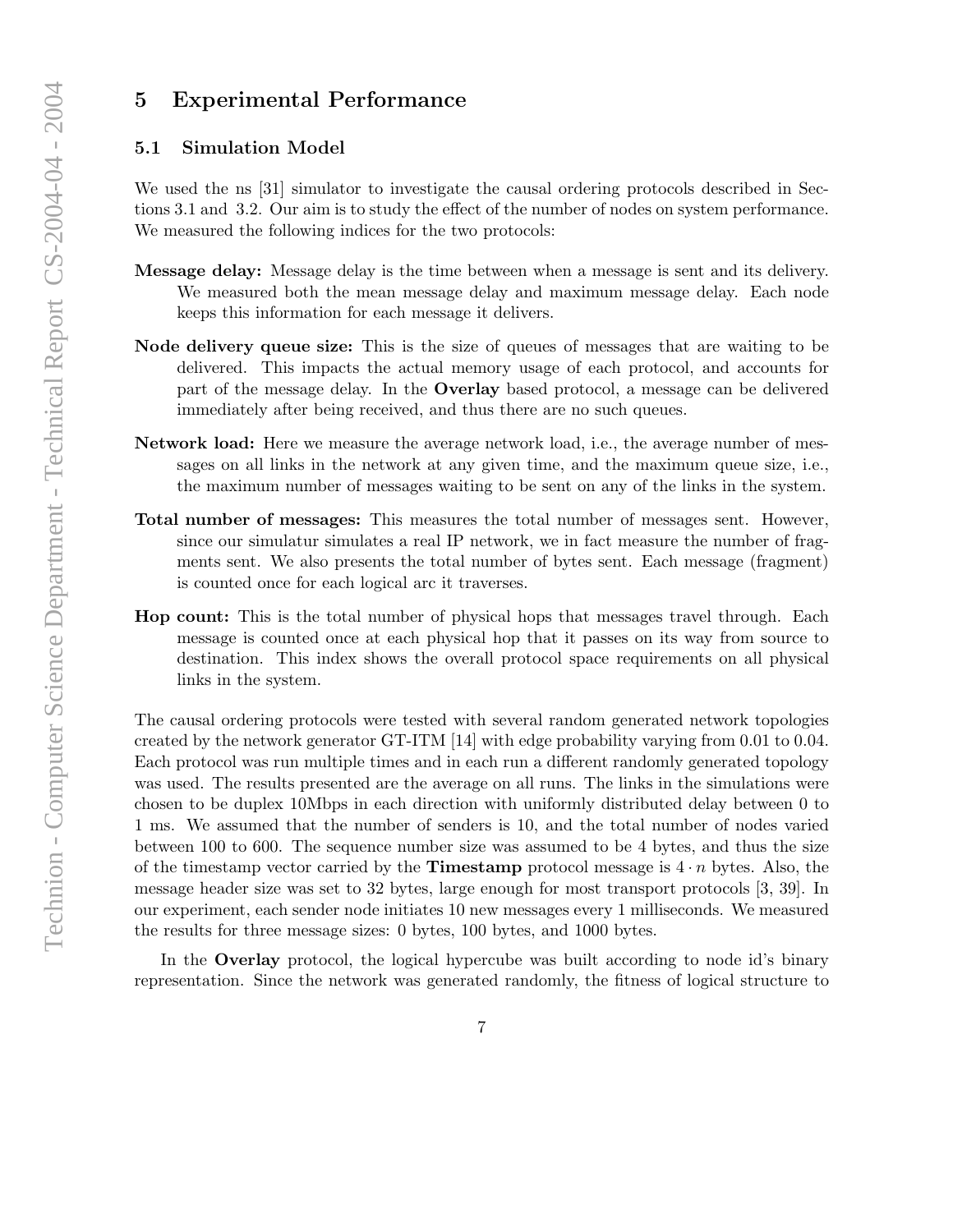## 5 Experimental Performance

### 5.1 Simulation Model

We used the ns [31] simulator to investigate the causal ordering protocols described in Sections 3.1 and 3.2. Our aim is to study the effect of the number of nodes on system performance. We measured the following indices for the two protocols:

**Message delay:** Message delay is the time between when a message is sent and its delivery. We measured both the mean message delay and maximum message delay. Each node keeps this information for each message it delivers.

**Node delivery queue size:** This is the size of queues of messages that are waiting to be delivered. This impacts the actual memory usage of each protocol, and accounts for part of the message delay. In the **Overlay** based protocol, a message can be delivered immediately after being received, and thus there are no such queues.

**Network load:** Here we measure the average network load, i.e., the average number of messages on all links in the network at any given time, and the maximum queue size, i.e., the maximum number of messages waiting to be sent on any of the links in the system.

**Total number of messages:** This measures the total number of messages sent. However, since our simulatur simulates a real IP network, we in fact measure the number of fragments sent. We also presents the total number of bytes sent. Each message (fragment) is counted once for each logical arc it traverses.

**Hop count:** This is the total number of physical hops that messages travel through. Each message is counted once at each physical hop that it passes on its way from source to destination. This index shows the overall protocol space requirements on all physical links in the system.

The causal ordering protocols were tested with several random generated network topologies created by the network generator GT-ITM [14] with edge probability varying from 0.01 to 0.04. Each protocol was run multiple times and in each run a different randomly generated topology was used. The results presented are the average on all runs. The links in the simulations were chosen to be duplex 10Mbps in each direction with uniformly distributed delay between 0 to 1 ms. We assumed that the number of senders is 10, and the total number of nodes varied between 100 to 600. The sequence number size was assumed to be 4 bytes, and thus the size of the timestamp vector carried by the **Timestamp** protocol message is $4 \cdot n$ bytes. Also, the message header size was set to 32 bytes, large enough for most transport protocols [3, 39]. In our experiment, each sender node initiates 10 new messages every 1 milliseconds. We measured the results for three message sizes: 0 bytes, 100 bytes, and 1000 bytes.

In the **Overlay** protocol, the logical hypercube was built according to node id's binary representation. Since the network was generated randomly, the fitness of logical structure to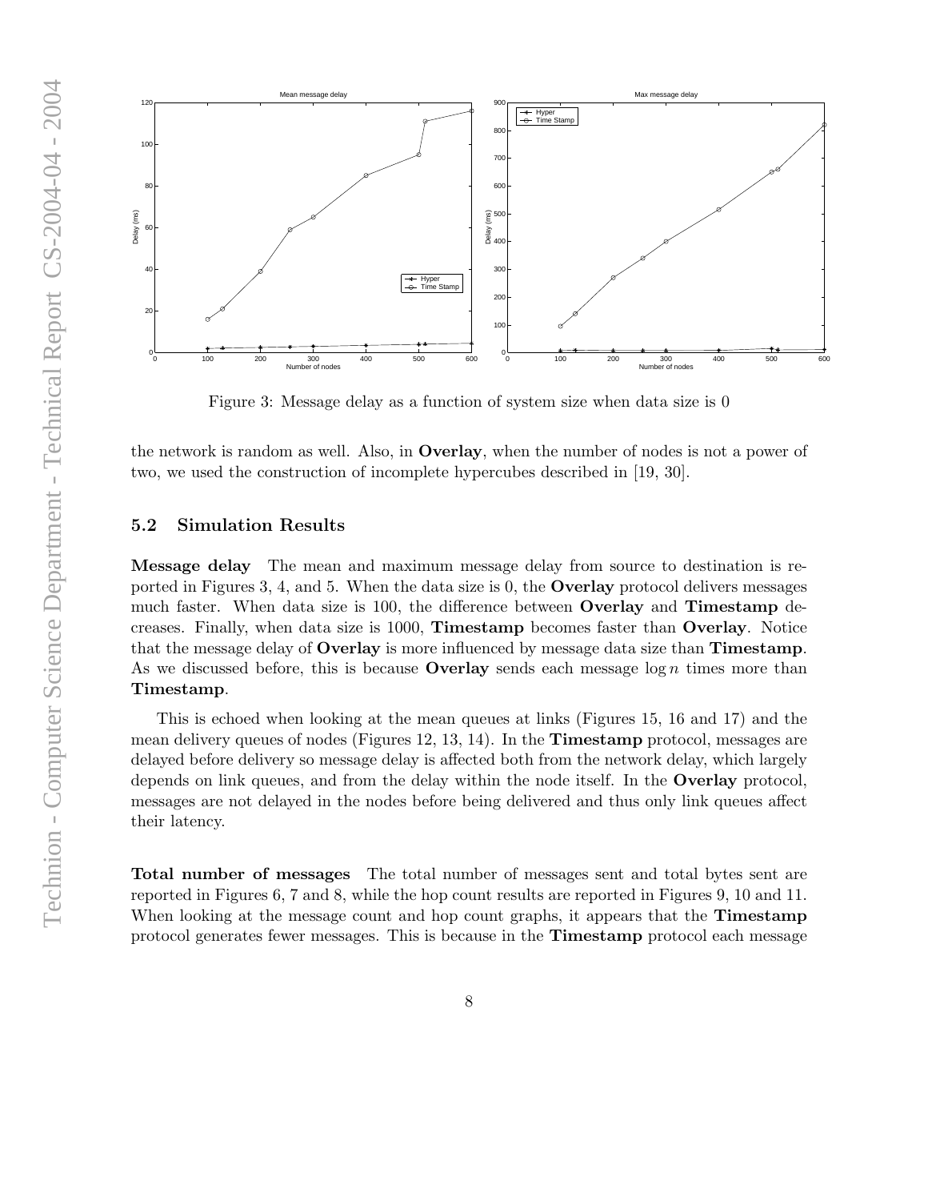Figure 3: Message delay as a function of system size when data size is 0

the network is random as well. Also, in **Overlay**, when the number of nodes is not a power of two, we used the construction of incomplete hypercubes described in [19, 30].

### 5.2 Simulation Results

**Message delay** The mean and maximum message delay from source to destination is reported in Figures 3, 4, and 5. When the data size is 0, the **Overlay** protocol delivers messages much faster. When data size is 100, the difference between **Overlay** and **Timestamp** decreases. Finally, when data size is 1000, **Timestamp** becomes faster than **Overlay**. Notice that the message delay of **Overlay** is more influenced by message data size than **Timestamp**. As we discussed before, this is because **Overlay** sends each message $\log n$ times more than **Timestamp**.

This is echoed when looking at the mean queues at links (Figures 15, 16 and 17) and the mean delivery queues of nodes (Figures 12, 13, 14). In the **Timestamp** protocol, messages are delayed before delivery so message delay is affected both from the network delay, which largely depends on link queues, and from the delay within the node itself. In the **Overlay** protocol, messages are not delayed in the nodes before being delivered and thus only link queues affect their latency.

**Total number of messages** The total number of messages sent and total bytes sent are reported in Figures 6, 7 and 8, while the hop count results are reported in Figures 9, 10 and 11. When looking at the message count and hop count graphs, it appears that the **Timestamp** protocol generates fewer messages. This is because in the **Timestamp** protocol each message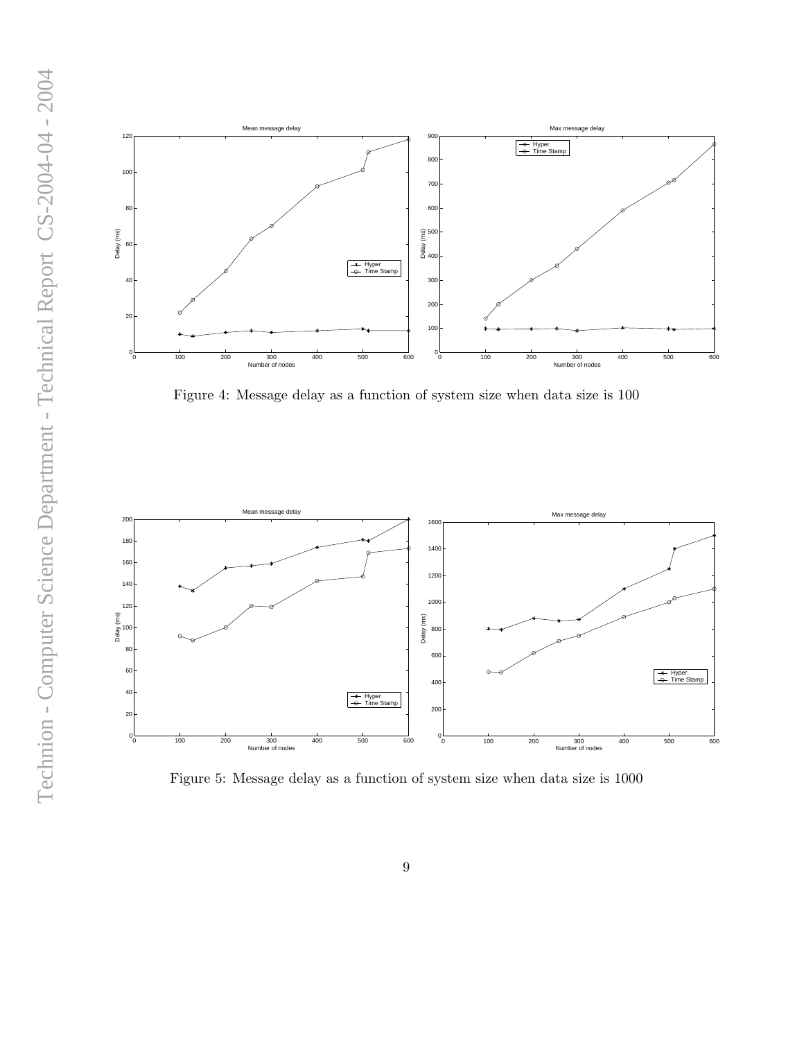Figure 4: Message delay as a function of system size when data size is 100

Figure 5: Message delay as a function of system size when data size is 1000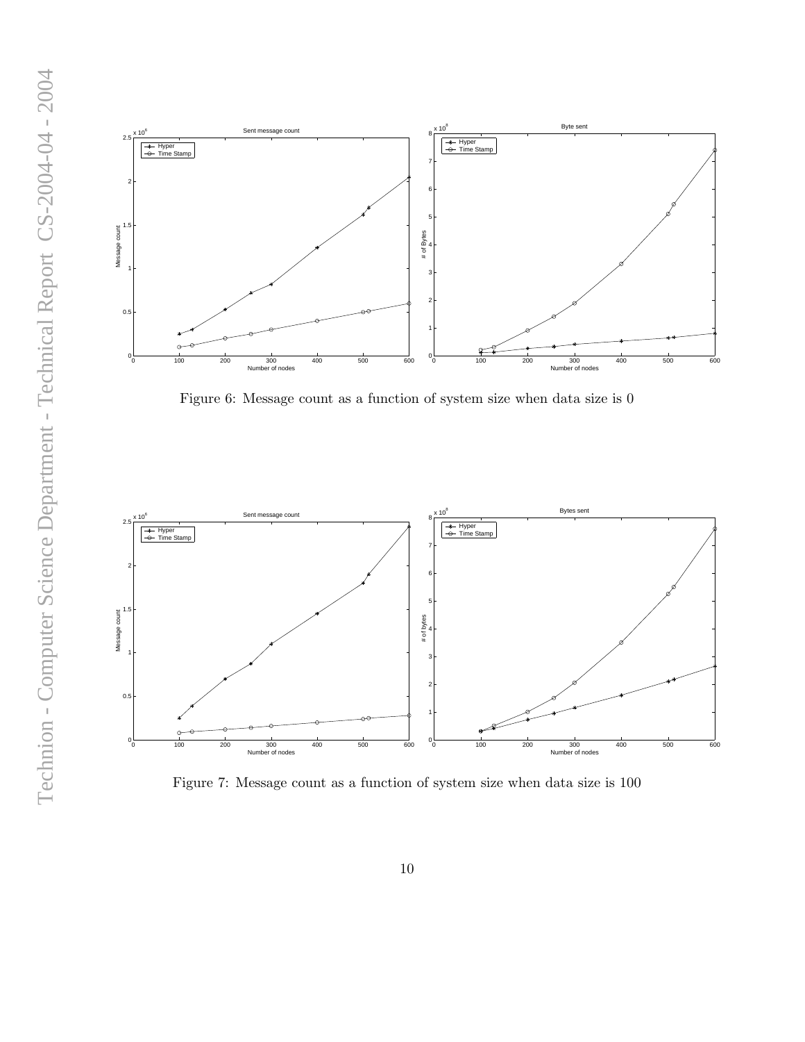Figure 6: Message count as a function of system size when data size is 0

Figure 7: Message count as a function of system size when data size is 100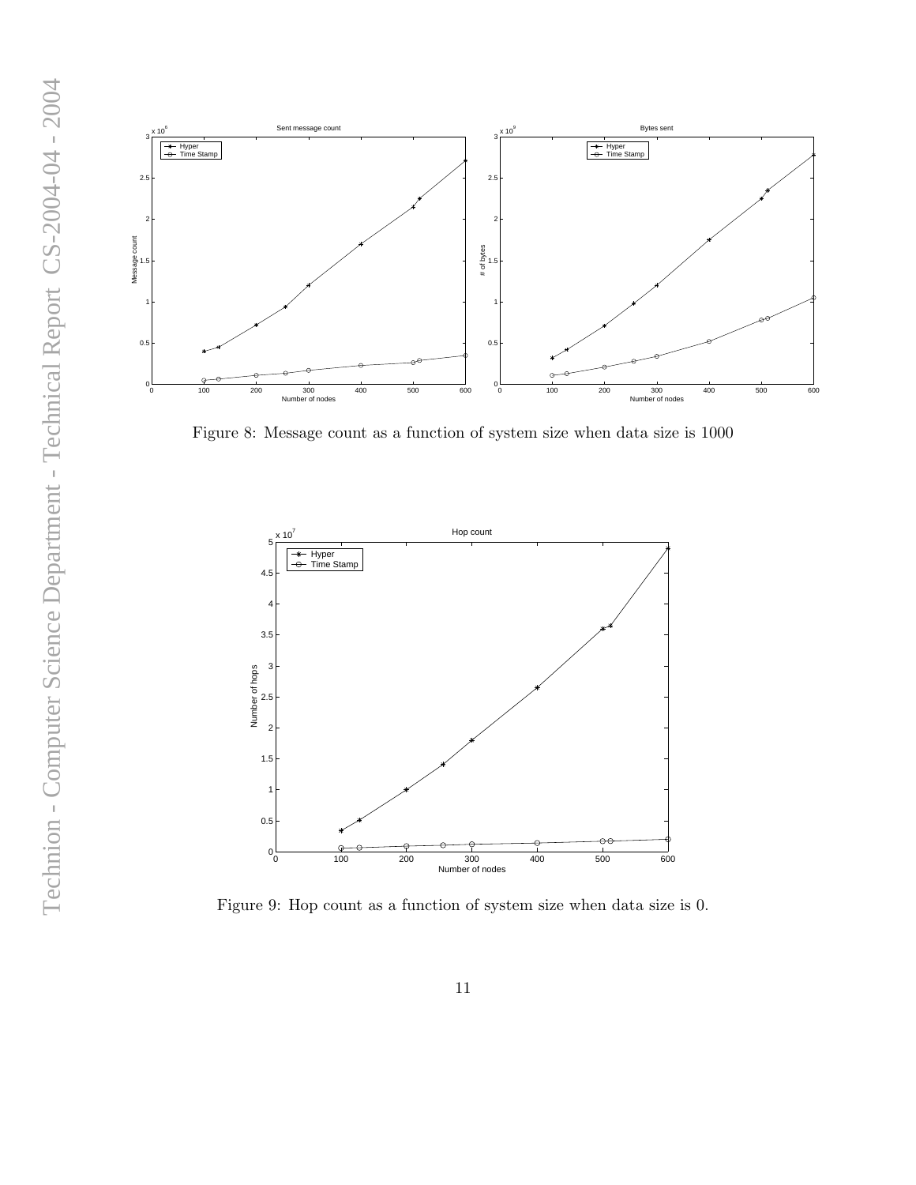Figure 8: Message count as a function of system size when data size is 1000

Figure 9: Hop count as a function of system size when data size is 0.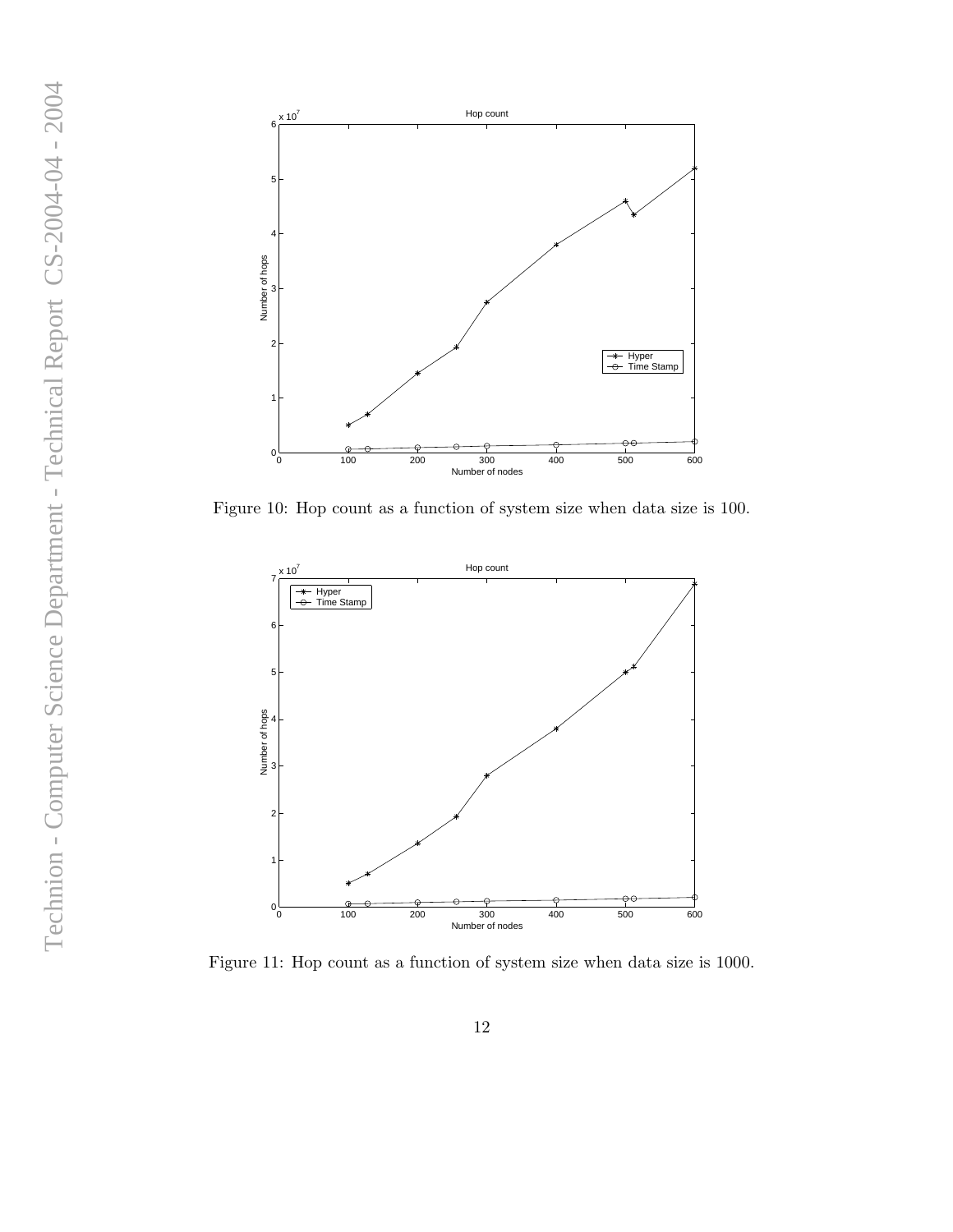Figure 10: Hop count as a function of system size when data size is 100.

Figure 11: Hop count as a function of system size when data size is 1000.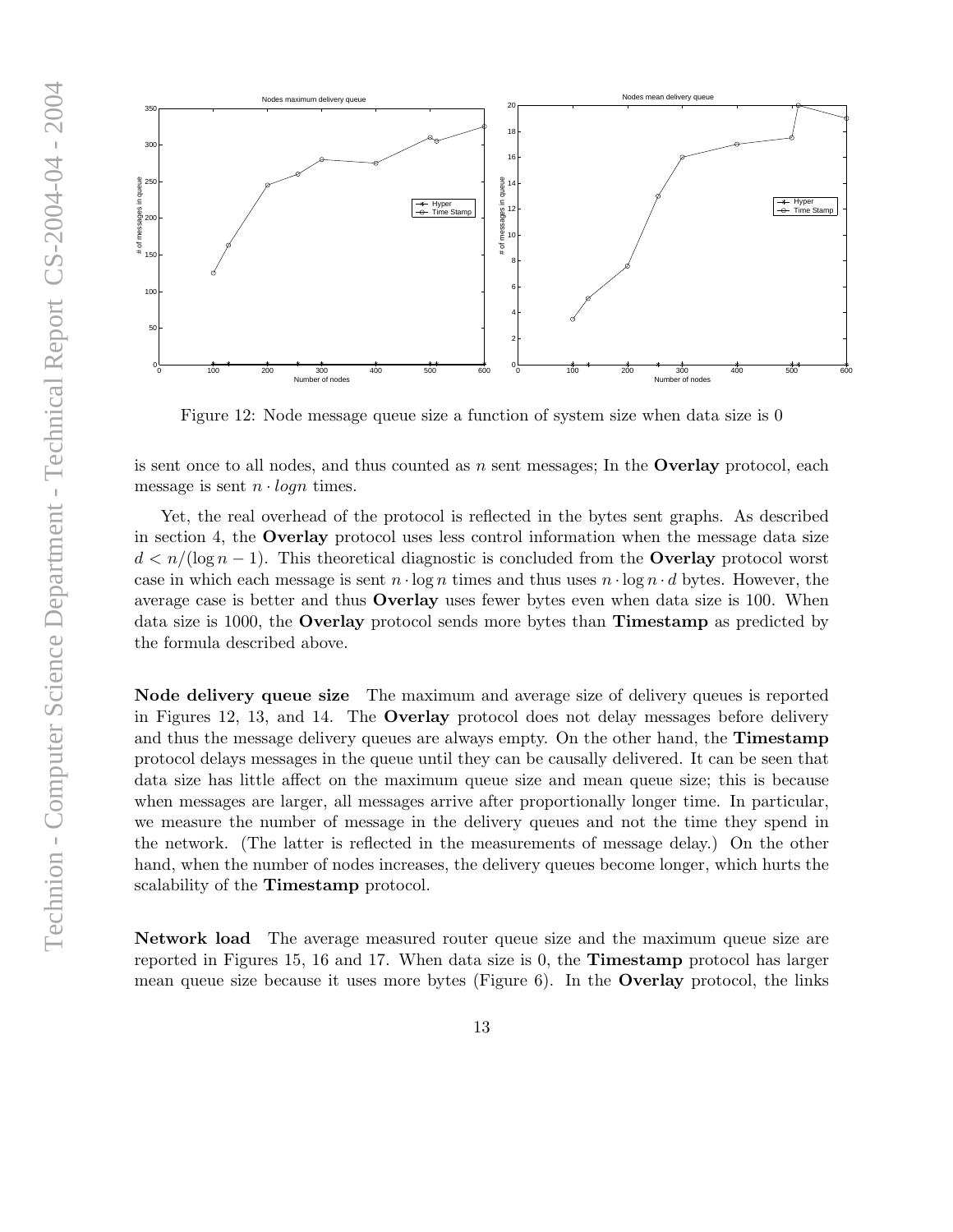Figure 12: Node message queue size a function of system size when data size is 0

is sent once to all nodes, and thus counted as $n$ sent messages; In the **Overlay** protocol, each message is sent $n \cdot logn$ times.

Yet, the real overhead of the protocol is reflected in the bytes sent graphs. As described in section 4, the **Overlay** protocol uses less control information when the message data size $d < n/(\log n - 1)$. This theoretical diagnostic is concluded from the **Overlay** protocol worst case in which each message is sent $n \cdot \log n$ times and thus uses $n \cdot \log n \cdot d$ bytes. However, the average case is better and thus **Overlay** uses fewer bytes even when data size is 100. When data size is 1000, the **Overlay** protocol sends more bytes than **Timestamp** as predicted by the formula described above.

**Node delivery queue size** The maximum and average size of delivery queues is reported in Figures 12, 13, and 14. The **Overlay** protocol does not delay messages before delivery and thus the message delivery queues are always empty. On the other hand, the **Timestamp** protocol delays messages in the queue until they can be causally delivered. It can be seen that data size has little affect on the maximum queue size and mean queue size; this is because when messages are larger, all messages arrive after proportionally longer time. In particular, we measure the number of message in the delivery queues and not the time they spend in the network. (The latter is reflected in the measurements of message delay.) On the other hand, when the number of nodes increases, the delivery queues become longer, which hurts the scalability of the **Timestamp** protocol.

**Network load** The average measured router queue size and the maximum queue size are reported in Figures 15, 16 and 17. When data size is 0, the **Timestamp** protocol has larger mean queue size because it uses more bytes (Figure 6). In the **Overlay** protocol, the links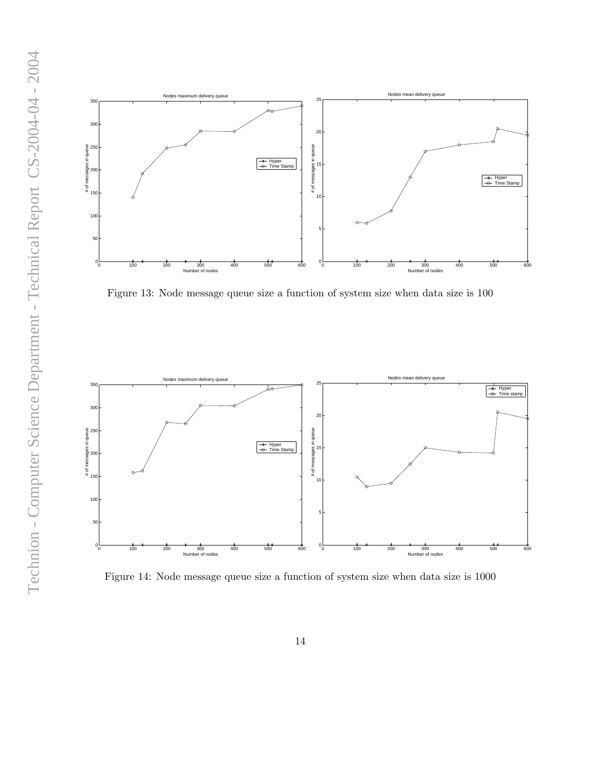Figure 13: Node message queue size a function of system size when data size is 100

Figure 14: Node message queue size a function of system size when data size is 1000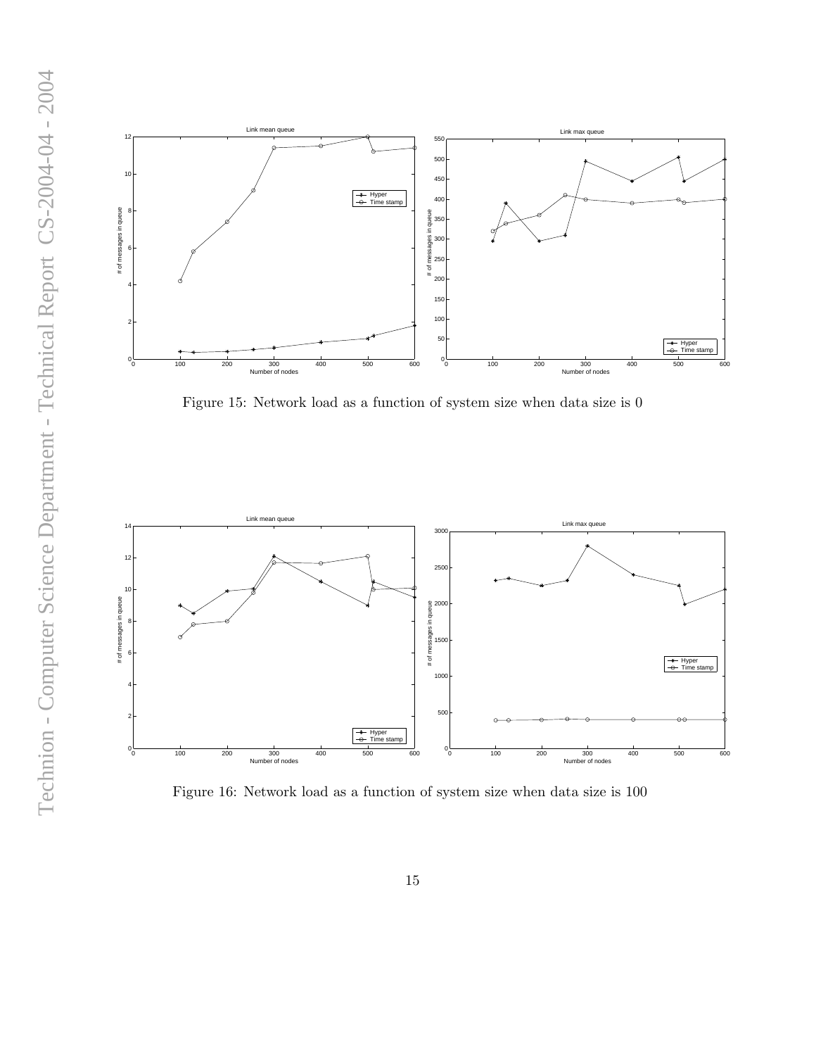Figure 15: Network load as a function of system size when data size is 0

Figure 16: Network load as a function of system size when data size is 100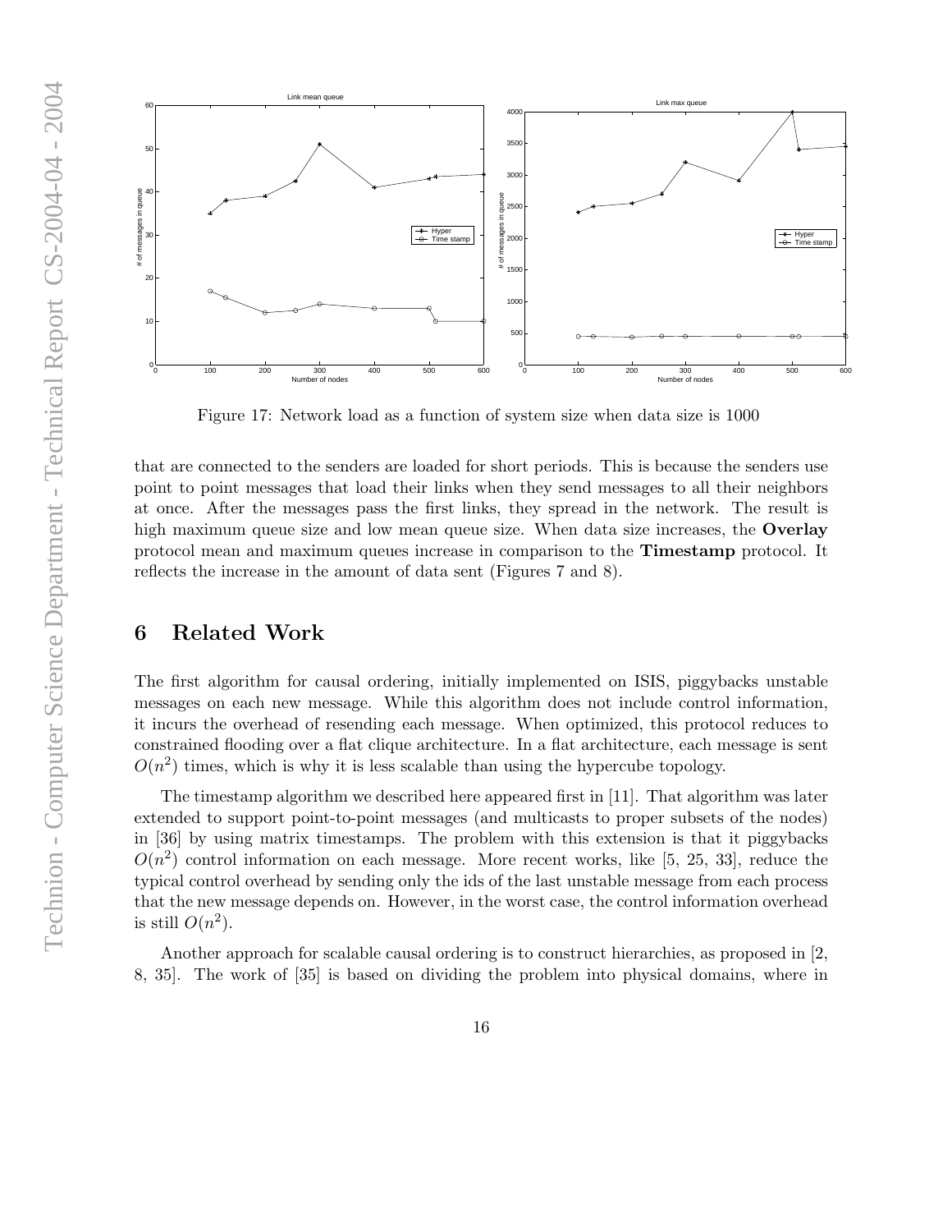Figure 17: Network load as a function of system size when data size is 1000

that are connected to the senders are loaded for short periods. This is because the senders use point to point messages that load their links when they send messages to all their neighbors at once. After the messages pass the first links, they spread in the network. The result is high maximum queue size and low mean queue size. When data size increases, the **Overlay** protocol mean and maximum queues increase in comparison to the **Timestamp** protocol. It reflects the increase in the amount of data sent (Figures 7 and 8).

## 6 Related Work

The first algorithm for causal ordering, initially implemented on ISIS, piggybacks unstable messages on each new message. While this algorithm does not include control information, it incurs the overhead of resending each message. When optimized, this protocol reduces to constrained flooding over a flat clique architecture. In a flat architecture, each message is sent $O(n^2)$ times, which is why it is less scalable than using the hypercube topology.

The timestamp algorithm we described here appeared first in [11]. That algorithm was later extended to support point-to-point messages (and multicasts to proper subsets of the nodes) in [36] by using matrix timestamps. The problem with this extension is that it piggybacks $O(n^2)$ control information on each message. More recent works, like [5, 25, 33], reduce the typical control overhead by sending only the ids of the last unstable message from each process that the new message depends on. However, in the worst case, the control information overhead is still $O(n^2)$.

Another approach for scalable causal ordering is to construct hierarchies, as proposed in [2, 8, 35]. The work of [35] is based on dividing the problem into physical domains, where in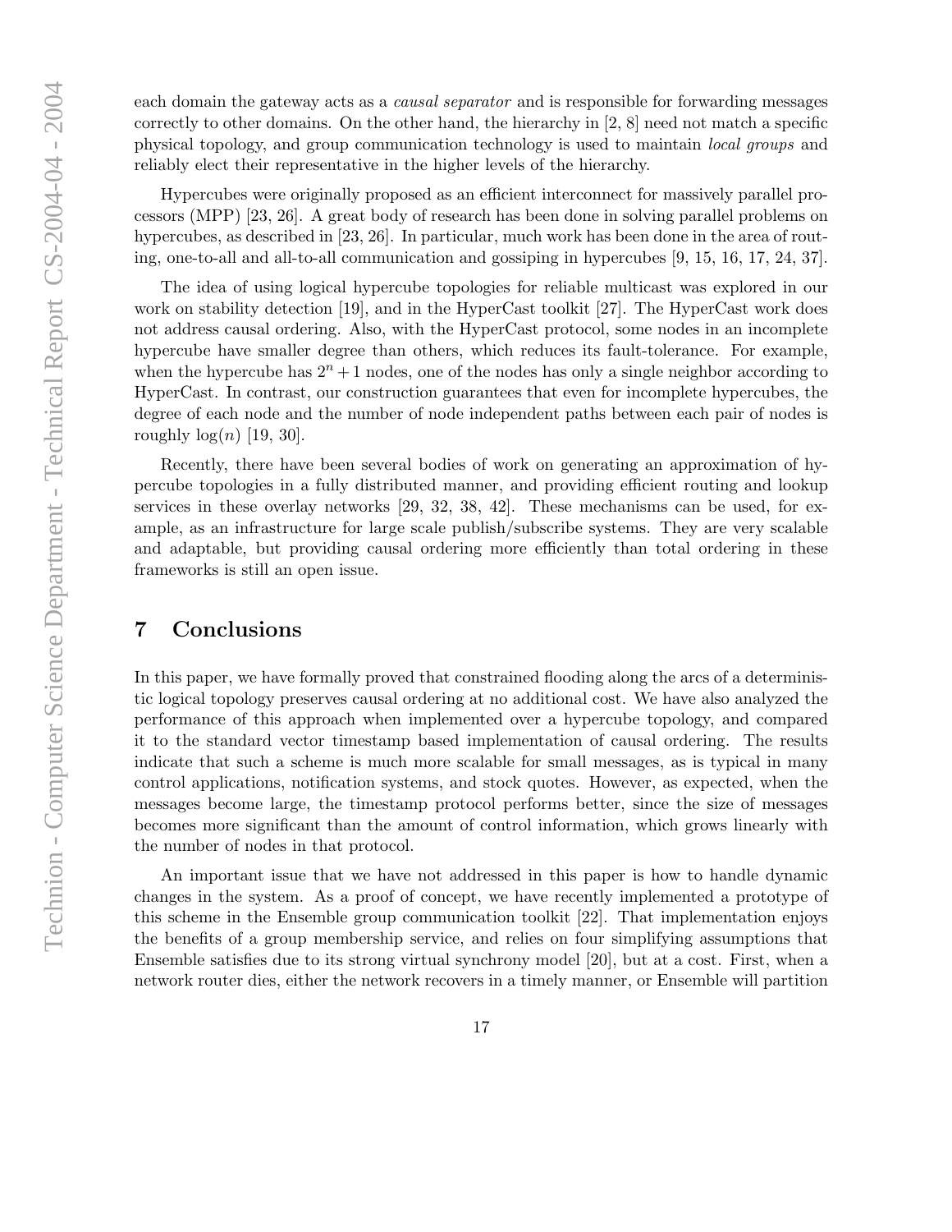each domain the gateway acts as a *causal separator* and is responsible for forwarding messages correctly to other domains. On the other hand, the hierarchy in [2, 8] need not match a specific physical topology, and group communication technology is used to maintain *local groups* and reliably elect their representative in the higher levels of the hierarchy.

Hypercubes were originally proposed as an efficient interconnect for massively parallel processors (MPP) [23, 26]. A great body of research has been done in solving parallel problems on hypercubes, as described in [23, 26]. In particular, much work has been done in the area of routing, one-to-all and all-to-all communication and gossiping in hypercubes [9, 15, 16, 17, 24, 37].

The idea of using logical hypercube topologies for reliable multicast was explored in our work on stability detection [19], and in the HyperCast toolkit [27]. The HyperCast work does not address causal ordering. Also, with the HyperCast protocol, some nodes in an incomplete hypercube have smaller degree than others, which reduces its fault-tolerance. For example, when the hypercube has $2^n + 1$ nodes, one of the nodes has only a single neighbor according to HyperCast. In contrast, our construction guarantees that even for incomplete hypercubes, the degree of each node and the number of node independent paths between each pair of nodes is roughly $\log(n)$ [19, 30].

Recently, there have been several bodies of work on generating an approximation of hypercube topologies in a fully distributed manner, and providing efficient routing and lookup services in these overlay networks [29, 32, 38, 42]. These mechanisms can be used, for example, as an infrastructure for large scale publish/subscribe systems. They are very scalable and adaptable, but providing causal ordering more efficiently than total ordering in these frameworks is still an open issue.

# 7 Conclusions

In this paper, we have formally proved that constrained flooding along the arcs of a deterministic logical topology preserves causal ordering at no additional cost. We have also analyzed the performance of this approach when implemented over a hypercube topology, and compared it to the standard vector timestamp based implementation of causal ordering. The results indicate that such a scheme is much more scalable for small messages, as is typical in many control applications, notification systems, and stock quotes. However, as expected, when the messages become large, the timestamp protocol performs better, since the size of messages becomes more significant than the amount of control information, which grows linearly with the number of nodes in that protocol.

An important issue that we have not addressed in this paper is how to handle dynamic changes in the system. As a proof of concept, we have recently implemented a prototype of this scheme in the Ensemble group communication toolkit [22]. That implementation enjoys the benefits of a group membership service, and relies on four simplifying assumptions that Ensemble satisfies due to its strong virtual synchrony model [20], but at a cost. First, when a network router dies, either the network recovers in a timely manner, or Ensemble will partition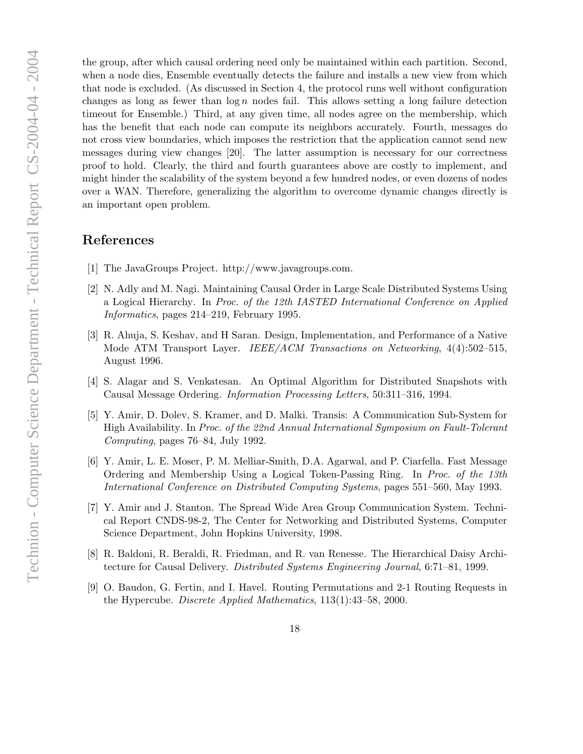the group, after which causal ordering need only be maintained within each partition. Second, when a node dies, Ensemble eventually detects the failure and installs a new view from which that node is excluded. (As discussed in Section 4, the protocol runs well without configuration changes as long as fewer than $\log n$ nodes fail. This allows setting a long failure detection timeout for Ensemble.) Third, at any given time, all nodes agree on the membership, which has the benefit that each node can compute its neighbors accurately. Fourth, messages do not cross view boundaries, which imposes the restriction that the application cannot send new messages during view changes [20]. The latter assumption is necessary for our correctness proof to hold. Clearly, the third and fourth guarantees above are costly to implement, and might hinder the scalability of the system beyond a few hundred nodes, or even dozens of nodes over a WAN. Therefore, generalizing the algorithm to overcome dynamic changes directly is an important open problem.

## References

[1] The JavaGroups Project. http://www.javagroups.com.

[2] N. Adly and M. Nagi. Maintaining Causal Order in Large Scale Distributed Systems Using a Logical Hierarchy. In *Proc. of the 12th IASTED International Conference on Applied Informatics*, pages 214–219, February 1995.

[3] R. Ahuja, S. Keshav, and H Saran. Design, Implementation, and Performance of a Native Mode ATM Transport Layer. *IEEE/ACM Transactions on Networking*, 4(4):502–515, August 1996.

[4] S. Alagar and S. Venkatesan. An Optimal Algorithm for Distributed Snapshots with Causal Message Ordering. *Information Processing Letters*, 50:311–316, 1994.

[5] Y. Amir, D. Dolev, S. Kramer, and D. Malki. Transis: A Communication Sub-System for High Availability. In *Proc. of the 22nd Annual International Symposium on Fault-Tolerant Computing*, pages 76–84, July 1992.

[6] Y. Amir, L. E. Moser, P. M. Melliar-Smith, D.A. Agarwal, and P. Ciarfella. Fast Message Ordering and Membership Using a Logical Token-Passing Ring. In *Proc. of the 13th International Conference on Distributed Computing Systems*, pages 551–560, May 1993.

[7] Y. Amir and J. Stanton. The Spread Wide Area Group Communication System. Technical Report CNDS-98-2, The Center for Networking and Distributed Systems, Computer Science Department, John Hopkins University, 1998.

[8] R. Baldoni, R. Beraldi, R. Friedman, and R. van Renesse. The Hierarchical Daisy Architecture for Causal Delivery. *Distributed Systems Engineering Journal*, 6:71–81, 1999.

[9] O. Baudon, G. Fertin, and I. Havel. Routing Permutations and 2-1 Routing Requests in the Hypercube. *Discrete Applied Mathematics*, 113(1):43–58, 2000.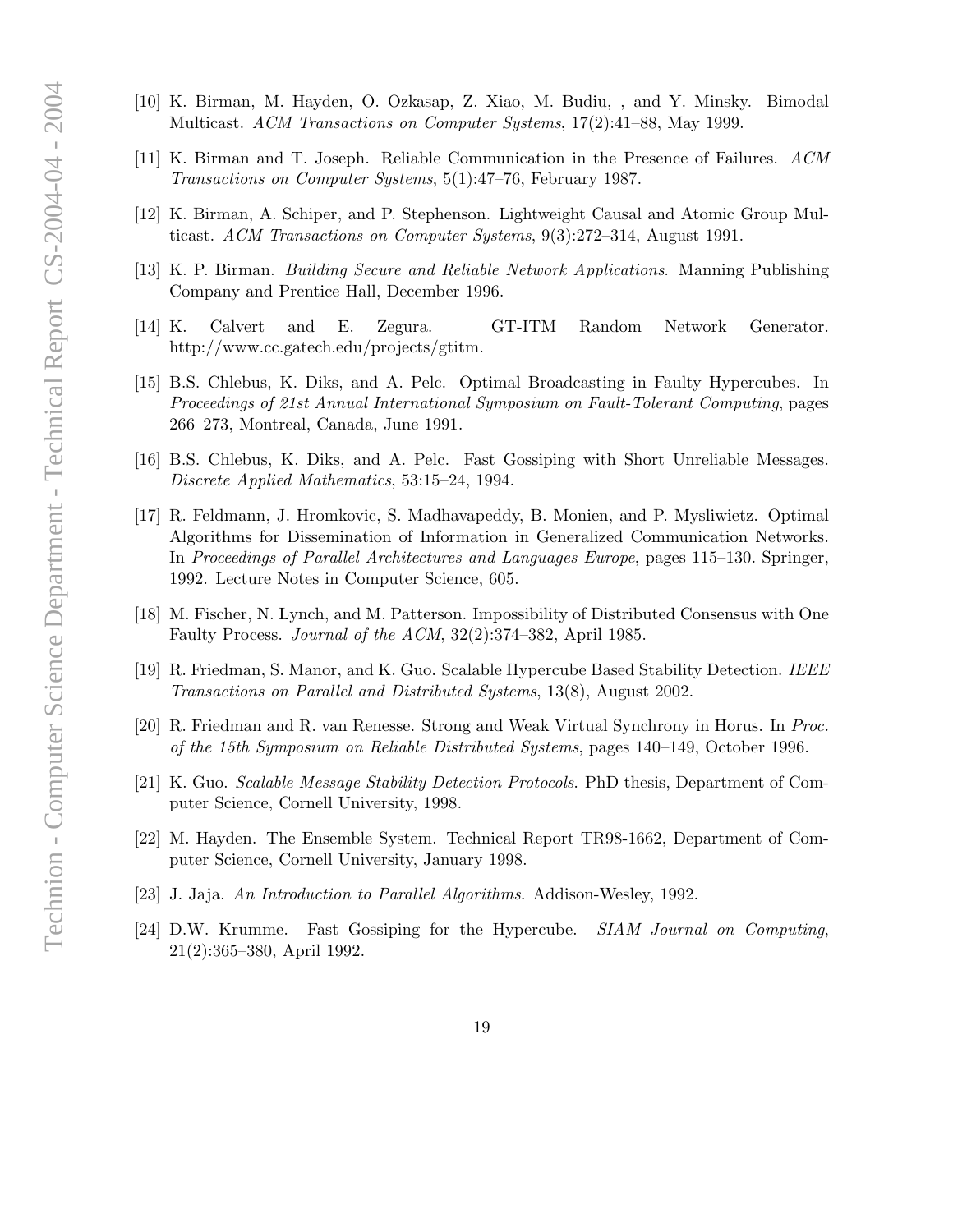[10] K. Birman, M. Hayden, O. Ozkasap, Z. Xiao, M. Budiu, , and Y. Minsky. Bimodal Multicast. *ACM Transactions on Computer Systems*, 17(2):41–88, May 1999.

[11] K. Birman and T. Joseph. Reliable Communication in the Presence of Failures. *ACM Transactions on Computer Systems*, 5(1):47–76, February 1987.

[12] K. Birman, A. Schiper, and P. Stephenson. Lightweight Causal and Atomic Group Multicast. *ACM Transactions on Computer Systems*, 9(3):272–314, August 1991.

[13] K. P. Birman. *Building Secure and Reliable Network Applications*. Manning Publishing Company and Prentice Hall, December 1996.

[14] K. Calvert and E. Zegura. GT-ITM Random Network Generator. http://www.cc.gatech.edu/projects/gtitm.

[15] B.S. Chlebus, K. Diks, and A. Pelc. Optimal Broadcasting in Faulty Hypercubes. In *Proceedings of 21st Annual International Symposium on Fault-Tolerant Computing*, pages 266–273, Montreal, Canada, June 1991.

[16] B.S. Chlebus, K. Diks, and A. Pelc. Fast Gossiping with Short Unreliable Messages. *Discrete Applied Mathematics*, 53:15–24, 1994.

[17] R. Feldmann, J. Hromkovic, S. Madhavapeddy, B. Monien, and P. Mysliwietz. Optimal Algorithms for Dissemination of Information in Generalized Communication Networks. In *Proceedings of Parallel Architectures and Languages Europe*, pages 115–130. Springer, 1992. Lecture Notes in Computer Science, 605.

[18] M. Fischer, N. Lynch, and M. Patterson. Impossibility of Distributed Consensus with One Faulty Process. *Journal of the ACM*, 32(2):374–382, April 1985.

[19] R. Friedman, S. Manor, and K. Guo. Scalable Hypercube Based Stability Detection. *IEEE Transactions on Parallel and Distributed Systems*, 13(8), August 2002.

[20] R. Friedman and R. van Renesse. Strong and Weak Virtual Synchrony in Horus. In *Proc. of the 15th Symposium on Reliable Distributed Systems*, pages 140–149, October 1996.

[21] K. Guo. *Scalable Message Stability Detection Protocols*. PhD thesis, Department of Computer Science, Cornell University, 1998.

[22] M. Hayden. The Ensemble System. Technical Report TR98-1662, Department of Computer Science, Cornell University, January 1998.

[23] J. Jaja. *An Introduction to Parallel Algorithms*. Addison-Wesley, 1992.

[24] D.W. Krumme. Fast Gossiping for the Hypercube. *SIAM Journal on Computing*, 21(2):365–380, April 1992.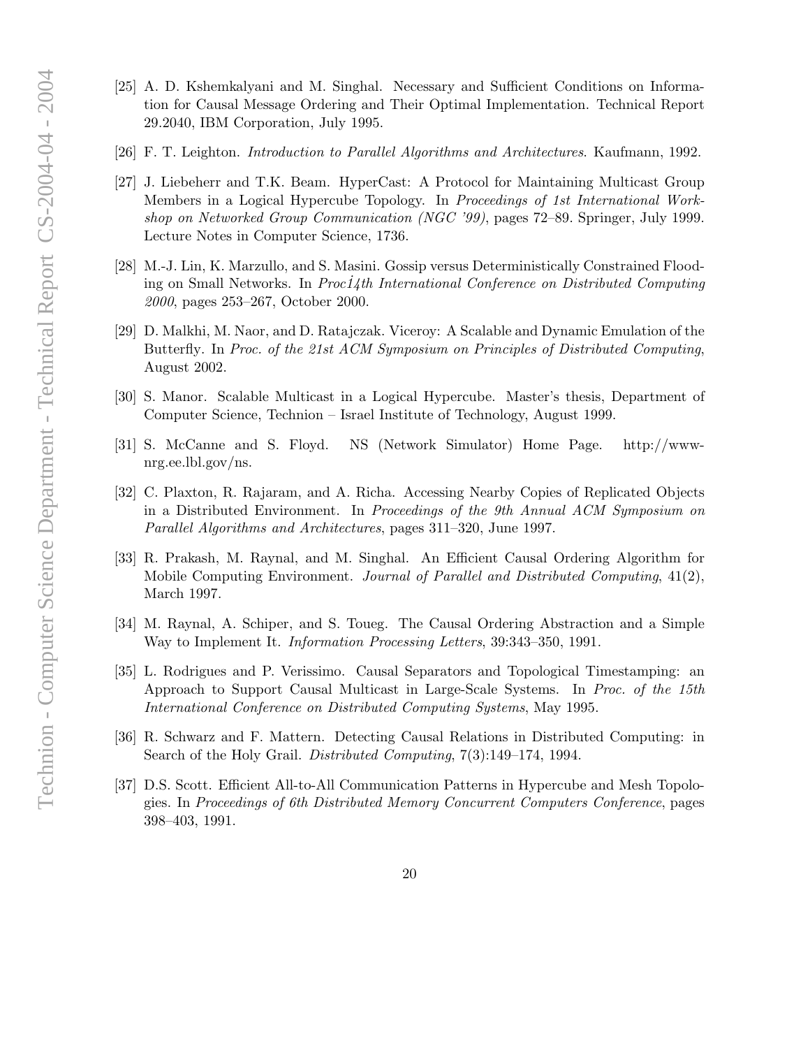[25] A. D. Kshemkalyani and M. Singhal. Necessary and Sufficient Conditions on Information for Causal Message Ordering and Their Optimal Implementation. Technical Report 29.2040, IBM Corporation, July 1995.

[26] F. T. Leighton. *Introduction to Parallel Algorithms and Architectures*. Kaufmann, 1992.

[27] J. Liebeherr and T.K. Beam. HyperCast: A Protocol for Maintaining Multicast Group Members in a Logical Hypercube Topology. In *Proceedings of 1st International Workshop on Networked Group Communication (NGC '99)*, pages 72–89. Springer, July 1999. Lecture Notes in Computer Science, 1736.

[28] M.-J. Lin, K. Marzullo, and S. Masini. Gossip versus Deterministically Constrained Flooding on Small Networks. In *Proc14th International Conference on Distributed Computing 2000*, pages 253–267, October 2000.

[29] D. Malkhi, M. Naor, and D. Ratajczak. Viceroy: A Scalable and Dynamic Emulation of the Butterfly. In *Proc. of the 21st ACM Symposium on Principles of Distributed Computing*, August 2002.

[30] S. Manor. Scalable Multicast in a Logical Hypercube. Master's thesis, Department of Computer Science, Technion – Israel Institute of Technology, August 1999.

[31] S. McCanne and S. Floyd. NS (Network Simulator) Home Page. http://www-nrg.ee.lbl.gov/ns.

[32] C. Plaxton, R. Rajaram, and A. Richa. Accessing Nearby Copies of Replicated Objects in a Distributed Environment. In *Proceedings of the 9th Annual ACM Symposium on Parallel Algorithms and Architectures*, pages 311–320, June 1997.

[33] R. Prakash, M. Raynal, and M. Singhal. An Efficient Causal Ordering Algorithm for Mobile Computing Environment. *Journal of Parallel and Distributed Computing*, 41(2), March 1997.

[34] M. Raynal, A. Schiper, and S. Toueg. The Causal Ordering Abstraction and a Simple Way to Implement It. *Information Processing Letters*, 39:343–350, 1991.

[35] L. Rodrigues and P. Verissimo. Causal Separators and Topological Timestamping: an Approach to Support Causal Multicast in Large-Scale Systems. In *Proc. of the 15th International Conference on Distributed Computing Systems*, May 1995.

[36] R. Schwarz and F. Mattern. Detecting Causal Relations in Distributed Computing: in Search of the Holy Grail. *Distributed Computing*, 7(3):149–174, 1994.

[37] D.S. Scott. Efficient All-to-All Communication Patterns in Hypercube and Mesh Topologies. In *Proceedings of 6th Distributed Memory Concurrent Computers Conference*, pages 398–403, 1991.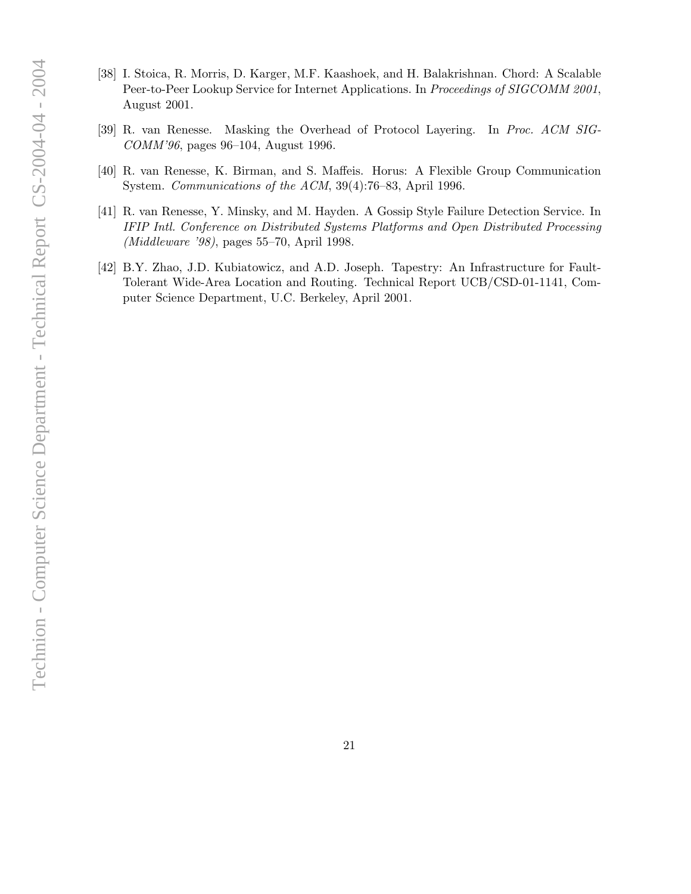[38] I. Stoica, R. Morris, D. Karger, M.F. Kaashoek, and H. Balakrishnan. Chord: A Scalable Peer-to-Peer Lookup Service for Internet Applications. In *Proceedings of SIGCOMM 2001*, August 2001.

[39] R. van Renesse. Masking the Overhead of Protocol Layering. In *Proc. ACM SIGCOMM'96*, pages 96–104, August 1996.

[40] R. van Renesse, K. Birman, and S. Maffeis. Horus: A Flexible Group Communication System. *Communications of the ACM*, 39(4):76–83, April 1996.

[41] R. van Renesse, Y. Minsky, and M. Hayden. A Gossip Style Failure Detection Service. In *IFIP Intl. Conference on Distributed Systems Platforms and Open Distributed Processing (Middleware '98)*, pages 55–70, April 1998.

[42] B.Y. Zhao, J.D. Kubiatowicz, and A.D. Joseph. Tapestry: An Infrastructure for Fault-Tolerant Wide-Area Location and Routing. Technical Report UCB/CSD-01-1141, Computer Science Department, U.C. Berkeley, April 2001.